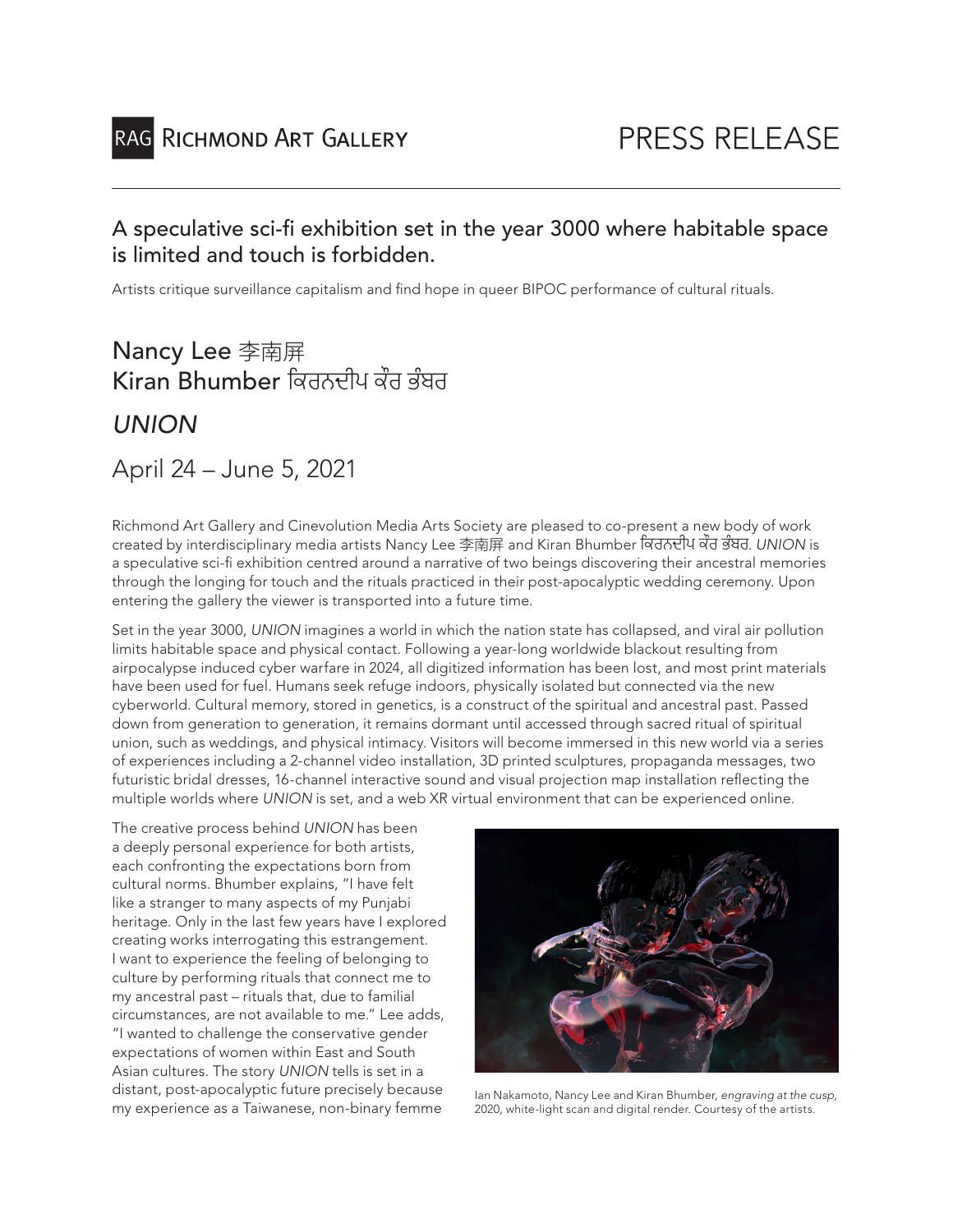RAG RICHMOND ART GALLERY

PRESS RELEASE

## A speculative sci-fi exhibition set in the year 3000 where habitable space is limited and touch is forbidden.

Artists critique surveillance capitalism and find hope in queer BIPOC performance of cultural rituals.

# Nancy Lee 李南屏
# Kiran Bhumber ਕਿਰਨਦੀਪ ਕੌਰ ਭੰਬਰ

## *UNION*

## April 24 – June 5, 2021

Richmond Art Gallery and Cinevolution Media Arts Society are pleased to co-present a new body of work created by interdisciplinary media artists Nancy Lee 李南屏 and Kiran Bhumber ਕਿਰਨਦੀਪ ਕੌਰ ਭੰਬਰ. *UNION* is a speculative sci-fi exhibition centred around a narrative of two beings discovering their ancestral memories through the longing for touch and the rituals practiced in their post-apocalyptic wedding ceremony. Upon entering the gallery the viewer is transported into a future time.

Set in the year 3000, *UNION* imagines a world in which the nation state has collapsed, and viral air pollution limits habitable space and physical contact. Following a year-long worldwide blackout resulting from airpocalypse induced cyber warfare in 2024, all digitized information has been lost, and most print materials have been used for fuel. Humans seek refuge indoors, physically isolated but connected via the new cyberworld. Cultural memory, stored in genetics, is a construct of the spiritual and ancestral past. Passed down from generation to generation, it remains dormant until accessed through sacred ritual of spiritual union, such as weddings, and physical intimacy. Visitors will become immersed in this new world via a series of experiences including a 2-channel video installation, 3D printed sculptures, propaganda messages, two futuristic bridal dresses, 16-channel interactive sound and visual projection map installation reflecting the multiple worlds where *UNION* is set, and a web XR virtual environment that can be experienced online.

The creative process behind *UNION* has been a deeply personal experience for both artists, each confronting the expectations born from cultural norms. Bhumber explains, "I have felt like a stranger to many aspects of my Punjabi heritage. Only in the last few years have I explored creating works interrogating this estrangement. I want to experience the feeling of belonging to culture by performing rituals that connect me to my ancestral past – rituals that, due to familial circumstances, are not available to me." Lee adds, "I wanted to challenge the conservative gender expectations of women within East and South Asian cultures. The story *UNION* tells is set in a distant, post-apocalyptic future precisely because my experience as a Taiwanese, non-binary femme

Ian Nakamoto, Nancy Lee and Kiran Bhumber, *engraving at the cusp*, 2020, white-light scan and digital render. Courtesy of the artists.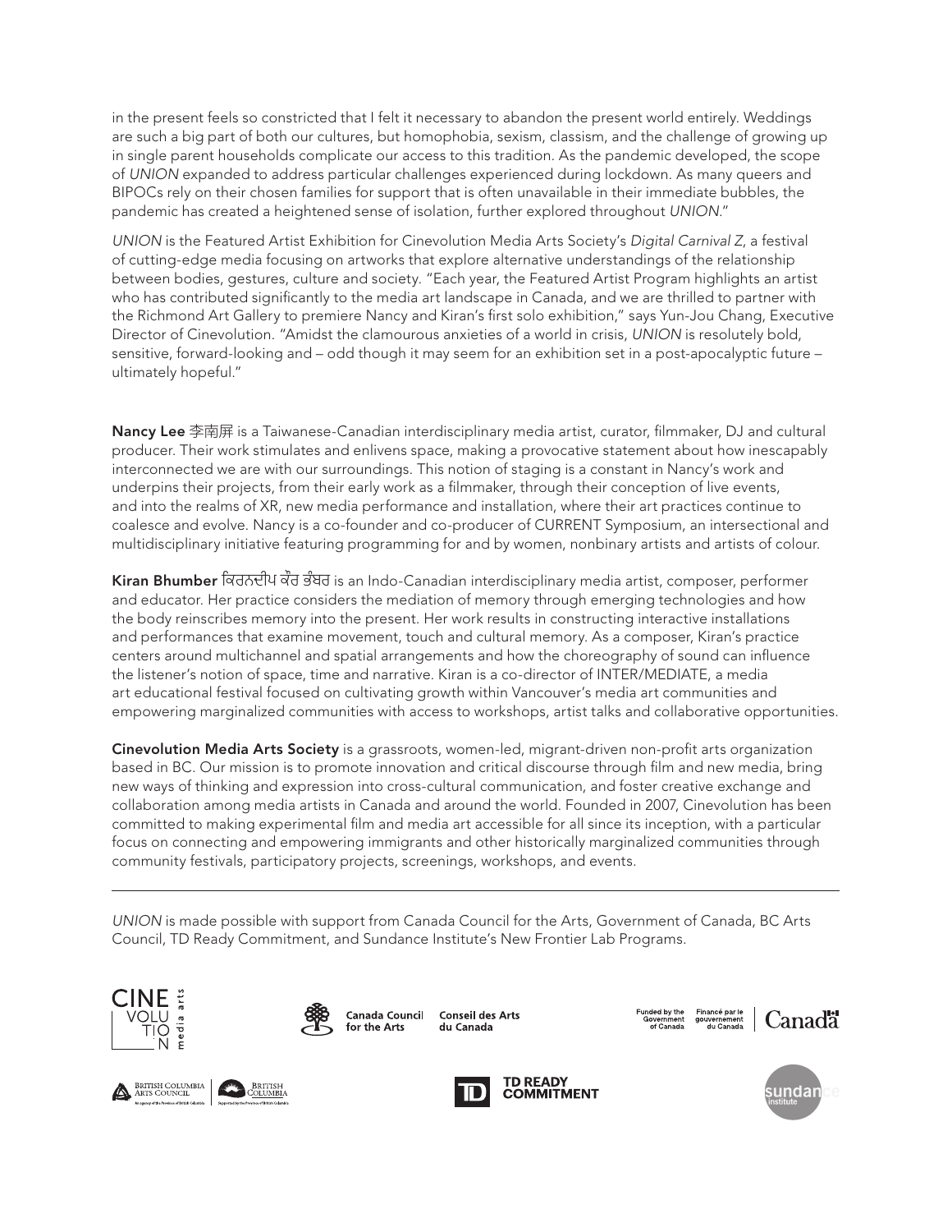in the present feels so constricted that I felt it necessary to abandon the present world entirely. Weddings are such a big part of both our cultures, but homophobia, sexism, classism, and the challenge of growing up in single parent households complicate our access to this tradition. As the pandemic developed, the scope of *UNION* expanded to address particular challenges experienced during lockdown. As many queers and BIPOCs rely on their chosen families for support that is often unavailable in their immediate bubbles, the pandemic has created a heightened sense of isolation, further explored throughout *UNION*."

*UNION* is the Featured Artist Exhibition for Cinevolution Media Arts Society's *Digital Carnival Z*, a festival of cutting-edge media focusing on artworks that explore alternative understandings of the relationship between bodies, gestures, culture and society. "Each year, the Featured Artist Program highlights an artist who has contributed significantly to the media art landscape in Canada, and we are thrilled to partner with the Richmond Art Gallery to premiere Nancy and Kiran's first solo exhibition," says Yun-Jou Chang, Executive Director of Cinevolution. "Amidst the clamourous anxieties of a world in crisis, *UNION* is resolutely bold, sensitive, forward-looking and – odd though it may seem for an exhibition set in a post-apocalyptic future – ultimately hopeful."

**Nancy Lee** 李南屏 is a Taiwanese-Canadian interdisciplinary media artist, curator, filmmaker, DJ and cultural producer. Their work stimulates and enlivens space, making a provocative statement about how inescapably interconnected we are with our surroundings. This notion of staging is a constant in Nancy's work and underpins their projects, from their early work as a filmmaker, through their conception of live events, and into the realms of XR, new media performance and installation, where their art practices continue to coalesce and evolve. Nancy is a co-founder and co-producer of CURRENT Symposium, an intersectional and multidisciplinary initiative featuring programming for and by women, nonbinary artists and artists of colour.

**Kiran Bhumber** ਕਿਰਨਦੀਪ ਕੌਰ ਭੰਬਰ is an Indo-Canadian interdisciplinary media artist, composer, performer and educator. Her practice considers the mediation of memory through emerging technologies and how the body reinscribes memory into the present. Her work results in constructing interactive installations and performances that examine movement, touch and cultural memory. As a composer, Kiran's practice centers around multichannel and spatial arrangements and how the choreography of sound can influence the listener's notion of space, time and narrative. Kiran is a co-director of INTER/MEDIATE, a media art educational festival focused on cultivating growth within Vancouver's media art communities and empowering marginalized communities with access to workshops, artist talks and collaborative opportunities.

**Cinevolution Media Arts Society** is a grassroots, women-led, migrant-driven non-profit arts organization based in BC. Our mission is to promote innovation and critical discourse through film and new media, bring new ways of thinking and expression into cross-cultural communication, and foster creative exchange and collaboration among media artists in Canada and around the world. Founded in 2007, Cinevolution has been committed to making experimental film and media art accessible for all since its inception, with a particular focus on connecting and empowering immigrants and other historically marginalized communities through community festivals, participatory projects, screenings, workshops, and events.

---

*UNION* is made possible with support from Canada Council for the Arts, Government of Canada, BC Arts Council, TD Ready Commitment, and Sundance Institute's New Frontier Lab Programs.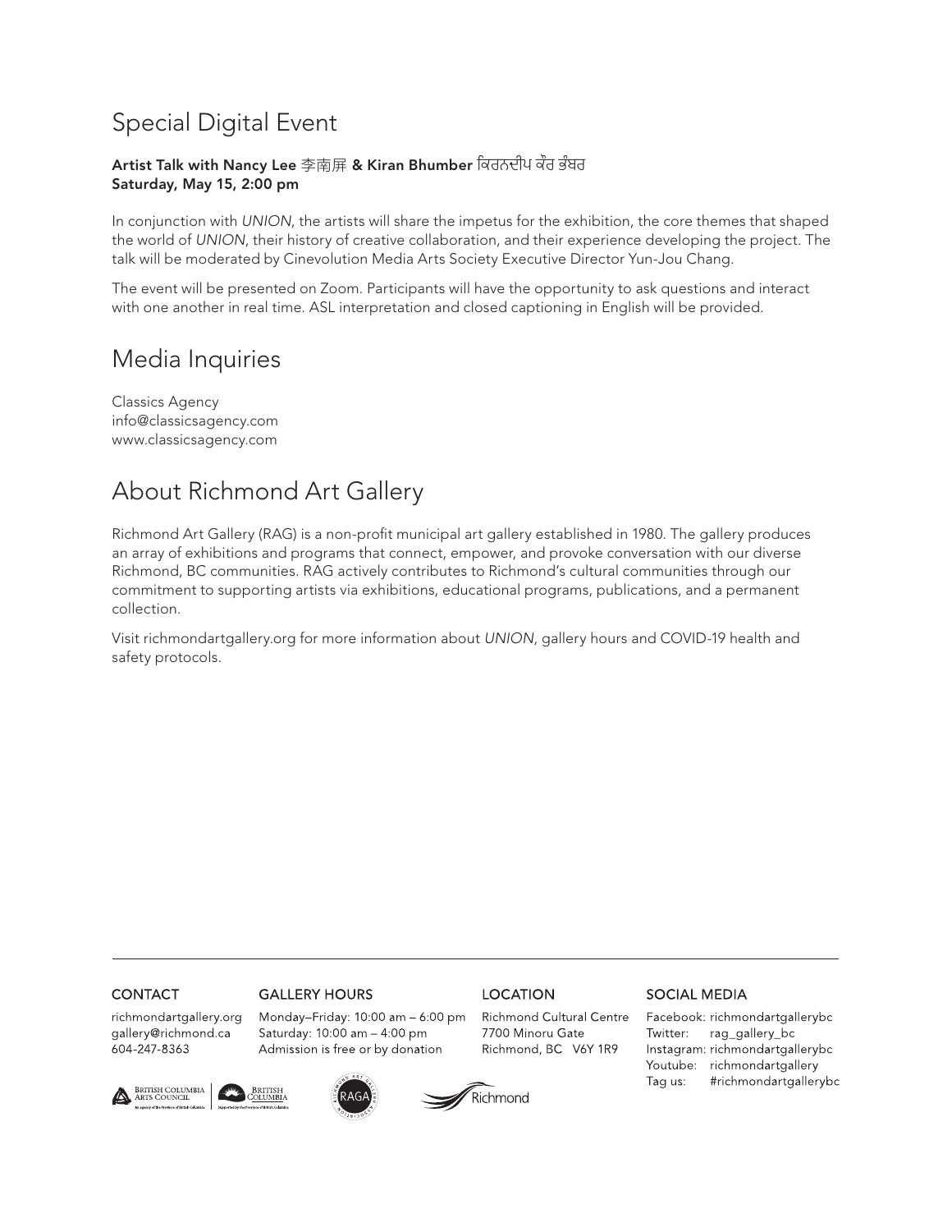## Special Digital Event

**Artist Talk with Nancy Lee 李南屏 & Kiran Bhumber ਕਿਰਨਦੀਪ ਕੌਰ ਭੰਬਰ**
**Saturday, May 15, 2:00 pm**

In conjunction with *UNION*, the artists will share the impetus for the exhibition, the core themes that shaped the world of *UNION*, their history of creative collaboration, and their experience developing the project. The talk will be moderated by Cinevolution Media Arts Society Executive Director Yun-Jou Chang.

The event will be presented on Zoom. Participants will have the opportunity to ask questions and interact with one another in real time. ASL interpretation and closed captioning in English will be provided.

## Media Inquiries

Classics Agency
info@classicsagency.com
www.classicsagency.com

## About Richmond Art Gallery

Richmond Art Gallery (RAG) is a non-profit municipal art gallery established in 1980. The gallery produces an array of exhibitions and programs that connect, empower, and provoke conversation with our diverse Richmond, BC communities. RAG actively contributes to Richmond's cultural communities through our commitment to supporting artists via exhibitions, educational programs, publications, and a permanent collection.

Visit richmondartgallery.org for more information about *UNION*, gallery hours and COVID-19 health and safety protocols.

---

**CONTACT**

richmondartgallery.org
gallery@richmond.ca
604-247-8363

**GALLERY HOURS**

Monday–Friday: 10:00 am – 6:00 pm
Saturday: 10:00 am – 4:00 pm
Admission is free or by donation

**LOCATION**

Richmond Cultural Centre
7700 Minoru Gate
Richmond, BC V6Y 1R9

**SOCIAL MEDIA**

Facebook: richmondartgallerybc
Twitter: rag_gallery_bc
Instagram: richmondartgallerybc
Youtube: richmondartgallery
Tag us: #richmondartgallerybc